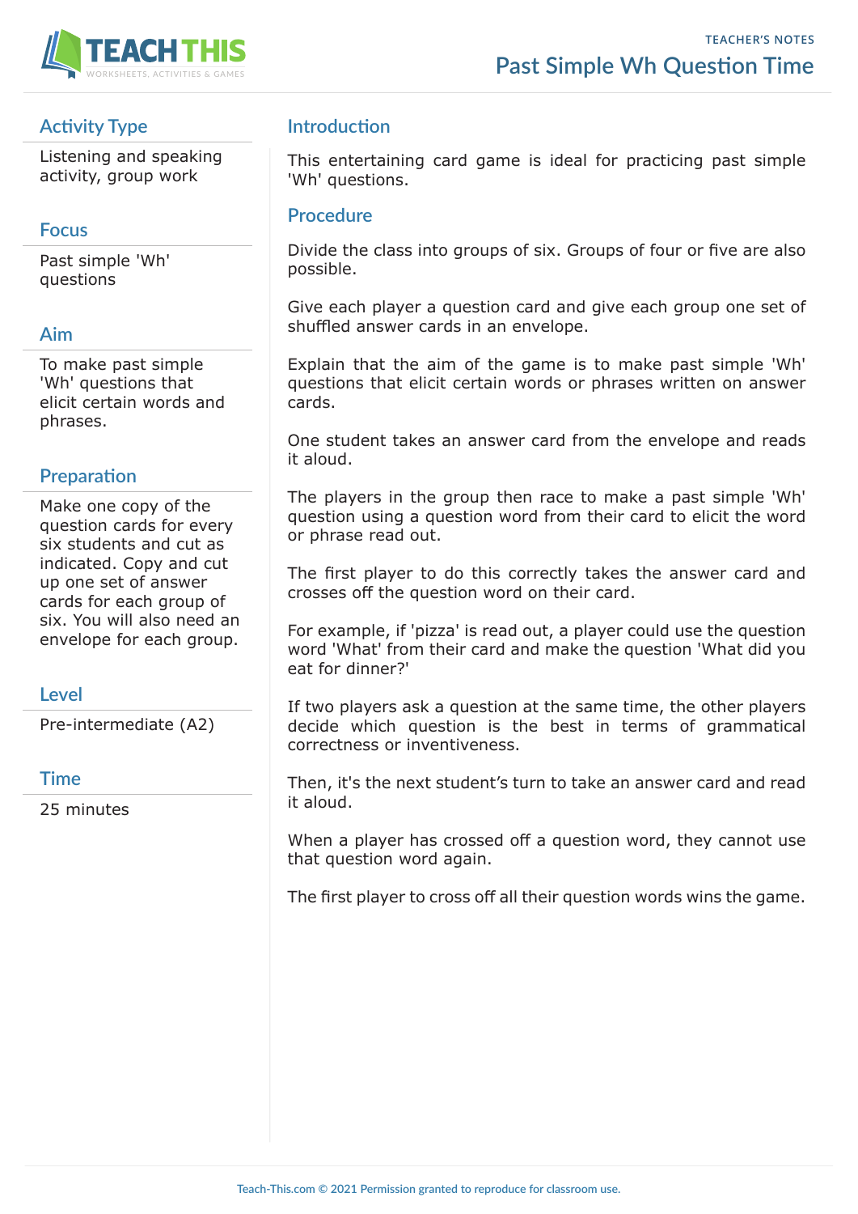# Past Simple Wh Question Time

TEACHER'S NOTES

## Activity Type

Listening and speaking activity, group work

## Focus

Past simple 'Wh' questions

## Aim

To make past simple 'Wh' questions that elicit certain words and phrases.

## Preparation

Make one copy of the question cards for every six students and cut as indicated. Copy and cut up one set of answer cards for each group of six. You will also need an envelope for each group.

## Level

Pre-intermediate (A2)

## Time

25 minutes

## Introduction

This entertaining card game is ideal for practicing past simple 'Wh' questions.

## Procedure

Divide the class into groups of six. Groups of four or five are also possible.

Give each player a question card and give each group one set of shuffled answer cards in an envelope.

Explain that the aim of the game is to make past simple 'Wh' questions that elicit certain words or phrases written on answer cards.

One student takes an answer card from the envelope and reads it aloud.

The players in the group then race to make a past simple 'Wh' question using a question word from their card to elicit the word or phrase read out.

The first player to do this correctly takes the answer card and crosses off the question word on their card.

For example, if 'pizza' is read out, a player could use the question word 'What' from their card and make the question 'What did you eat for dinner?'

If two players ask a question at the same time, the other players decide which question is the best in terms of grammatical correctness or inventiveness.

Then, it's the next student's turn to take an answer card and read it aloud.

When a player has crossed off a question word, they cannot use that question word again.

The first player to cross off all their question words wins the game.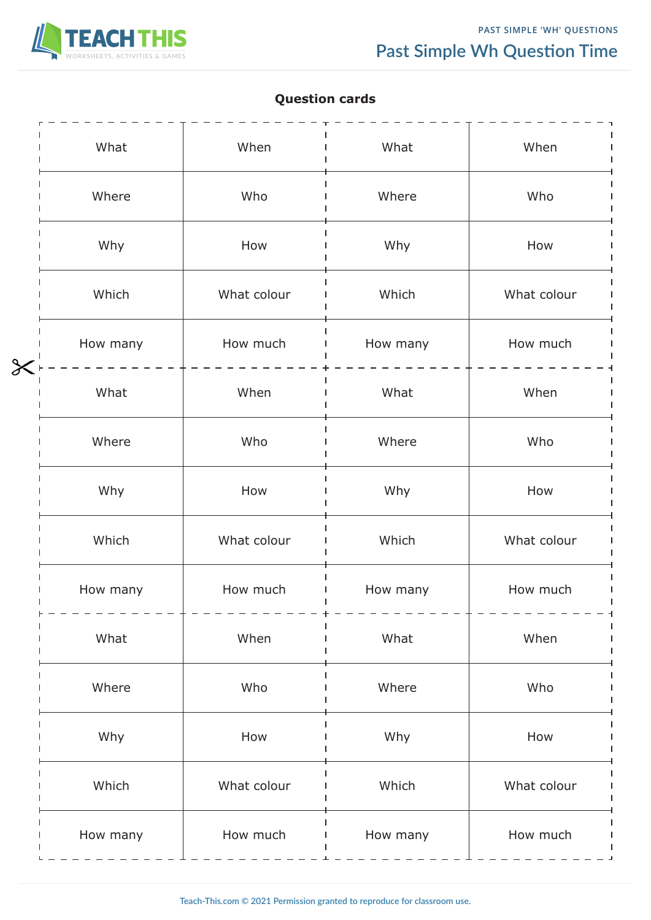## Question cards

| | | | |
|---|---|---|---|
| What | When | What | When |
| Where | Who | Where | Who |
| Why | How | Why | How |
| Which | What colour | Which | What colour |
| How many | How much | How many | How much |
| What | When | What | When |
| Where | Who | Where | Who |
| Why | How | Why | How |
| Which | What colour | Which | What colour |
| How many | How much | How many | How much |
| What | When | What | When |
| Where | Who | Where | Who |
| Why | How | Why | How |
| Which | What colour | Which | What colour |
| How many | How much | How many | How much |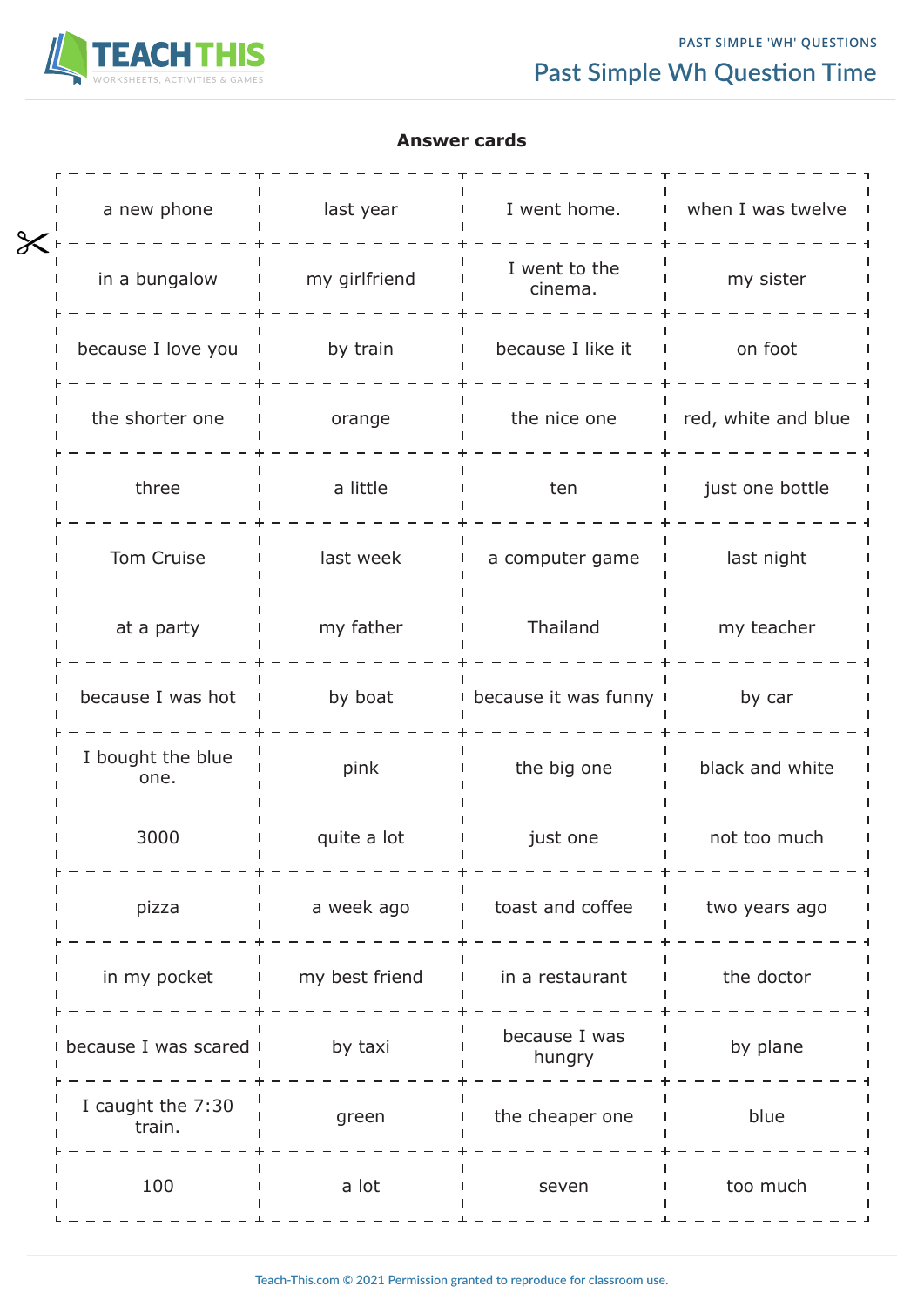## Answer cards

| | | | |
|---|---|---|---|
| a new phone | last year | I went home. | when I was twelve |
| in a bungalow | my girlfriend | I went to the cinema. | my sister |
| because I love you | by train | because I like it | on foot |
| the shorter one | orange | the nice one | red, white and blue |
| three | a little | ten | just one bottle |
| Tom Cruise | last week | a computer game | last night |
| at a party | my father | Thailand | my teacher |
| because I was hot | by boat | because it was funny | by car |
| I bought the blue one. | pink | the big one | black and white |
| 3000 | quite a lot | just one | not too much |
| pizza | a week ago | toast and coffee | two years ago |
| in my pocket | my best friend | in a restaurant | the doctor |
| because I was scared | by taxi | because I was hungry | by plane |
| I caught the 7:30 train. | green | the cheaper one | blue |
| 100 | a lot | seven | too much |